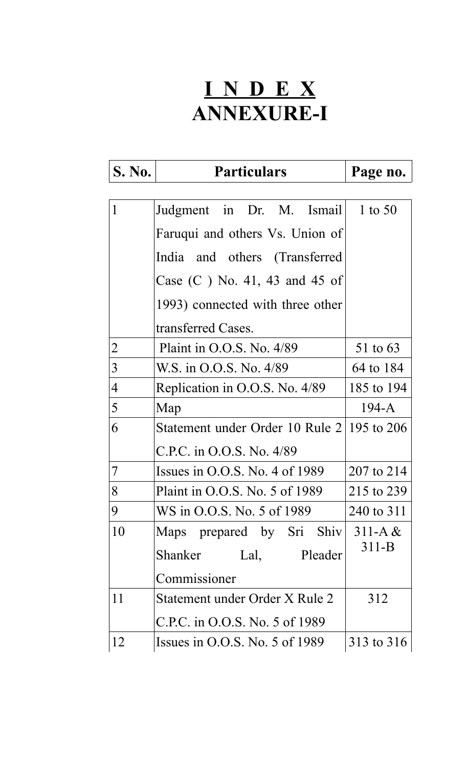# I N D E X
# ANNEXURE-I

| S. No. | Particulars | Page no. |
|---|---|---|
| 1 | Judgment in Dr. M. Ismail Faruqui and others Vs. Union of India and others (Transferred Case (C ) No. 41, 43 and 45 of 1993) connected with three other transferred Cases. | 1 to 50 |
| 2 | Plaint in O.O.S. No. 4/89 | 51 to 63 |
| 3 | W.S. in O.O.S. No. 4/89 | 64 to 184 |
| 4 | Replication in O.O.S. No. 4/89 | 185 to 194 |
| 5 | Map | 194-A |
| 6 | Statement under Order 10 Rule 2 C.P.C. in O.O.S. No. 4/89 | 195 to 206 |
| 7 | Issues in O.O.S. No. 4 of 1989 | 207 to 214 |
| 8 | Plaint in O.O.S. No. 5 of 1989 | 215 to 239 |
| 9 | WS in O.O.S. No. 5 of 1989 | 240 to 311 |
| 10 | Maps prepared by Sri Shiv Shanker Lal, Pleader Commissioner | 311-A & 311-B |
| 11 | Statement under Order X Rule 2 C.P.C. in O.O.S. No. 5 of 1989 | 312 |
| 12 | Issues in O.O.S. No. 5 of 1989 | 313 to 316 |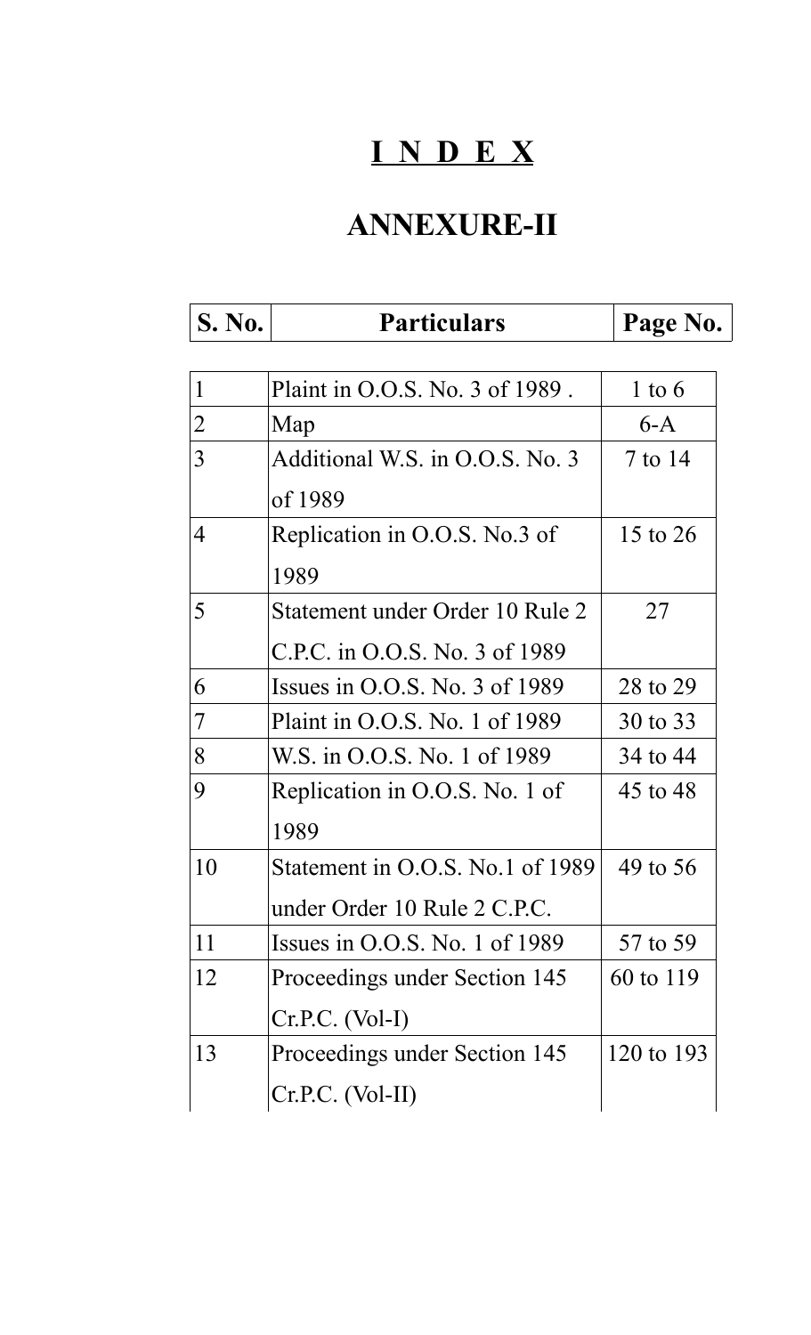# I N D E X

## ANNEXURE-II

| S. No. | Particulars | Page No. |
|---|---|---|
| 1 | Plaint in O.O.S. No. 3 of 1989 . | 1 to 6 |
| 2 | Map | 6-A |
| 3 | Additional W.S. in O.O.S. No. 3 of 1989 | 7 to 14 |
| 4 | Replication in O.O.S. No.3 of 1989 | 15 to 26 |
| 5 | Statement under Order 10 Rule 2 C.P.C. in O.O.S. No. 3 of 1989 | 27 |
| 6 | Issues in O.O.S. No. 3 of 1989 | 28 to 29 |
| 7 | Plaint in O.O.S. No. 1 of 1989 | 30 to 33 |
| 8 | W.S. in O.O.S. No. 1 of 1989 | 34 to 44 |
| 9 | Replication in O.O.S. No. 1 of 1989 | 45 to 48 |
| 10 | Statement in O.O.S. No.1 of 1989 under Order 10 Rule 2 C.P.C. | 49 to 56 |
| 11 | Issues in O.O.S. No. 1 of 1989 | 57 to 59 |
| 12 | Proceedings under Section 145 Cr.P.C. (Vol-I) | 60 to 119 |
| 13 | Proceedings under Section 145 Cr.P.C. (Vol-II) | 120 to 193 |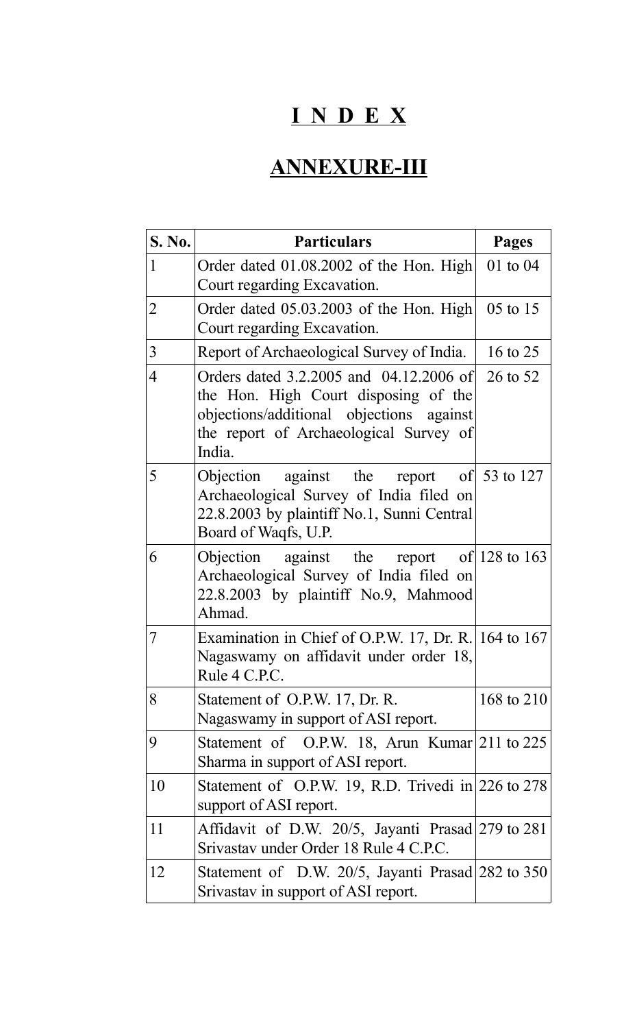# I N D E X

## ANNEXURE-III

| S. No. | Particulars | Pages |
|---|---|---|
| 1 | Order dated 01.08.2002 of the Hon. High Court regarding Excavation. | 01 to 04 |
| 2 | Order dated 05.03.2003 of the Hon. High Court regarding Excavation. | 05 to 15 |
| 3 | Report of Archaeological Survey of India. | 16 to 25 |
| 4 | Orders dated 3.2.2005 and 04.12.2006 of the Hon. High Court disposing of the objections/additional objections against the report of Archaeological Survey of India. | 26 to 52 |
| 5 | Objection against the report of Archaeological Survey of India filed on 22.8.2003 by plaintiff No.1, Sunni Central Board of Waqfs, U.P. | 53 to 127 |
| 6 | Objection against the report of Archaeological Survey of India filed on 22.8.2003 by plaintiff No.9, Mahmood Ahmad. | 128 to 163 |
| 7 | Examination in Chief of O.P.W. 17, Dr. R. Nagaswamy on affidavit under order 18, Rule 4 C.P.C. | 164 to 167 |
| 8 | Statement of O.P.W. 17, Dr. R. Nagaswamy in support of ASI report. | 168 to 210 |
| 9 | Statement of O.P.W. 18, Arun Kumar Sharma in support of ASI report. | 211 to 225 |
| 10 | Statement of O.P.W. 19, R.D. Trivedi in support of ASI report. | 226 to 278 |
| 11 | Affidavit of D.W. 20/5, Jayanti Prasad Srivastav under Order 18 Rule 4 C.P.C. | 279 to 281 |
| 12 | Statement of D.W. 20/5, Jayanti Prasad Srivastav in support of ASI report. | 282 to 350 |